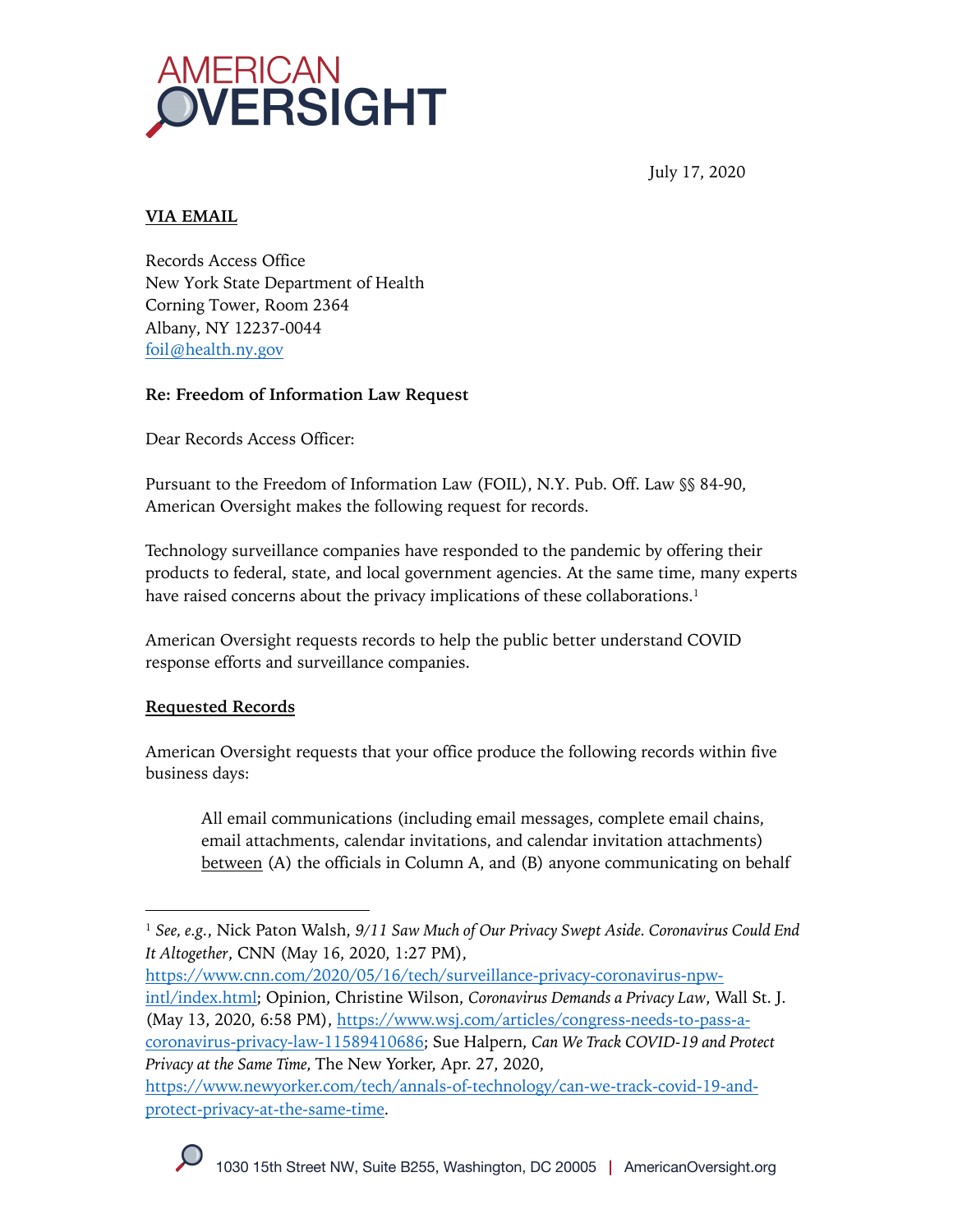July 17, 2020

**VIA EMAIL**

Records Access Office
New York State Department of Health
Corning Tower, Room 2364
Albany, NY 12237-0044
foil@health.ny.gov

**Re: Freedom of Information Law Request**

Dear Records Access Officer:

Pursuant to the Freedom of Information Law (FOIL), N.Y. Pub. Off. Law §§ 84-90, American Oversight makes the following request for records.

Technology surveillance companies have responded to the pandemic by offering their products to federal, state, and local government agencies. At the same time, many experts have raised concerns about the privacy implications of these collaborations.[1]

American Oversight requests records to help the public better understand COVID response efforts and surveillance companies.

**Requested Records**

American Oversight requests that your office produce the following records within five business days:

> All email communications (including email messages, complete email chains, email attachments, calendar invitations, and calendar invitation attachments) between (A) the officials in Column A, and (B) anyone communicating on behalf

---

[1] *See, e.g.*, Nick Paton Walsh, *9/11 Saw Much of Our Privacy Swept Aside. Coronavirus Could End It Altogether*, CNN (May 16, 2020, 1:27 PM), https://www.cnn.com/2020/05/16/tech/surveillance-privacy-coronavirus-npw-intl/index.html; Opinion, Christine Wilson, *Coronavirus Demands a Privacy Law*, Wall St. J. (May 13, 2020, 6:58 PM), https://www.wsj.com/articles/congress-needs-to-pass-a-coronavirus-privacy-law-11589410686; Sue Halpern, *Can We Track COVID-19 and Protect Privacy at the Same Time*, The New Yorker, Apr. 27, 2020, https://www.newyorker.com/tech/annals-of-technology/can-we-track-covid-19-and-protect-privacy-at-the-same-time.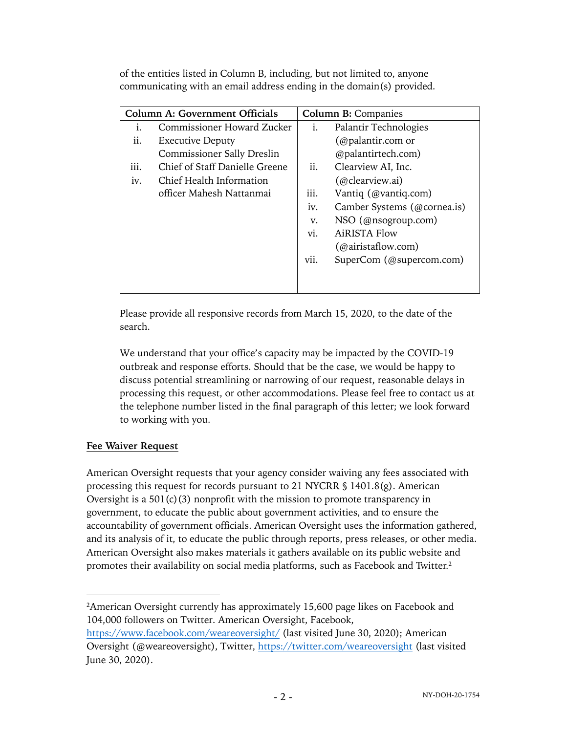of the entities listed in Column B, including, but not limited to, anyone communicating with an email address ending in the domain(s) provided.

| **Column A: Government Officials** | **Column B:** Companies |
|---|---|
| i. Commissioner Howard Zucker | i. Palantir Technologies (@palantir.com or @palantirtech.com) |
| ii. Executive Deputy Commissioner Sally Dreslin | ii. Clearview AI, Inc. (@clearview.ai) |
| iii. Chief of Staff Danielle Greene | iii. Vantiq (@vantiq.com) |
| iv. Chief Health Information officer Mahesh Nattanmai | iv. Camber Systems (@cornea.is) |
| | v. NSO (@nsogroup.com) |
| | vi. AiRISTA Flow (@airistaflow.com) |
| | vii. SuperCom (@supercom.com) |

Please provide all responsive records from March 15, 2020, to the date of the search.

We understand that your office's capacity may be impacted by the COVID-19 outbreak and response efforts. Should that be the case, we would be happy to discuss potential streamlining or narrowing of our request, reasonable delays in processing this request, or other accommodations. Please feel free to contact us at the telephone number listed in the final paragraph of this letter; we look forward to working with you.

## Fee Waiver Request

American Oversight requests that your agency consider waiving any fees associated with processing this request for records pursuant to 21 NYCRR § 1401.8(g). American Oversight is a 501(c)(3) nonprofit with the mission to promote transparency in government, to educate the public about government activities, and to ensure the accountability of government officials. American Oversight uses the information gathered, and its analysis of it, to educate the public through reports, press releases, or other media. American Oversight also makes materials it gathers available on its public website and promotes their availability on social media platforms, such as Facebook and Twitter.[2]

[2]American Oversight currently has approximately 15,600 page likes on Facebook and 104,000 followers on Twitter. American Oversight, Facebook, https://www.facebook.com/weareoversight/ (last visited June 30, 2020); American Oversight (@weareoversight), Twitter, https://twitter.com/weareoversight (last visited June 30, 2020).

NY-DOH-20-1754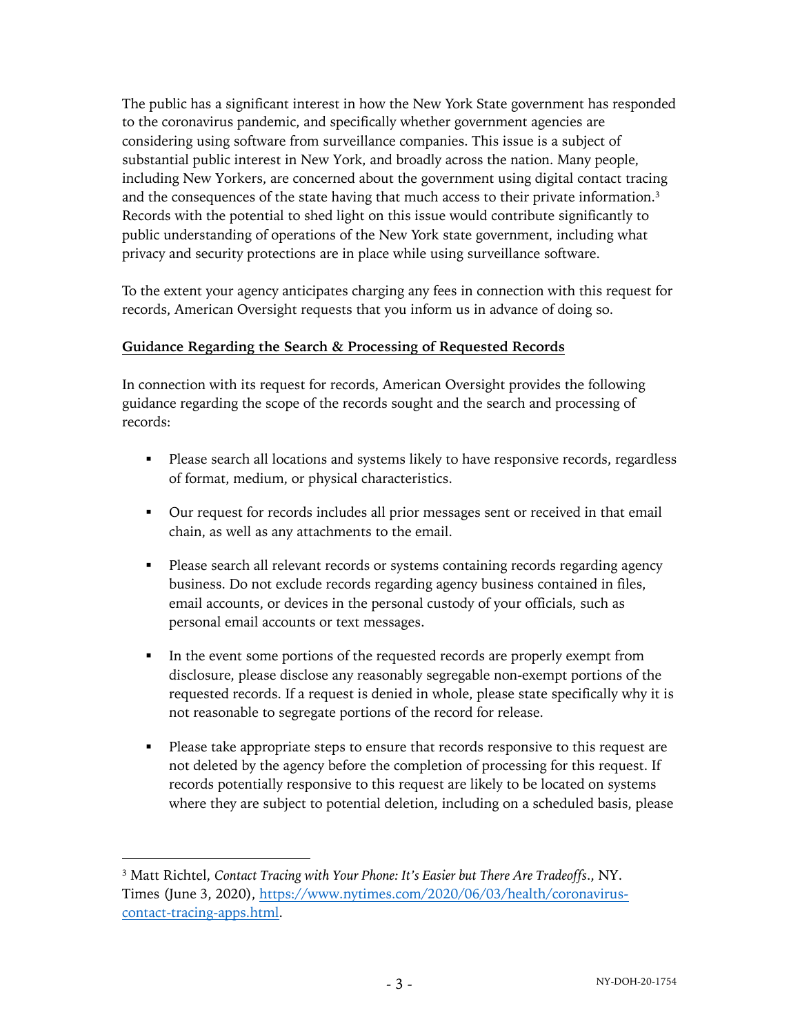The public has a significant interest in how the New York State government has responded to the coronavirus pandemic, and specifically whether government agencies are considering using software from surveillance companies. This issue is a subject of substantial public interest in New York, and broadly across the nation. Many people, including New Yorkers, are concerned about the government using digital contact tracing and the consequences of the state having that much access to their private information.[3] Records with the potential to shed light on this issue would contribute significantly to public understanding of operations of the New York state government, including what privacy and security protections are in place while using surveillance software.

To the extent your agency anticipates charging any fees in connection with this request for records, American Oversight requests that you inform us in advance of doing so.

**Guidance Regarding the Search & Processing of Requested Records**

In connection with its request for records, American Oversight provides the following guidance regarding the scope of the records sought and the search and processing of records:

- Please search all locations and systems likely to have responsive records, regardless of format, medium, or physical characteristics.
- Our request for records includes all prior messages sent or received in that email chain, as well as any attachments to the email.
- Please search all relevant records or systems containing records regarding agency business. Do not exclude records regarding agency business contained in files, email accounts, or devices in the personal custody of your officials, such as personal email accounts or text messages.
- In the event some portions of the requested records are properly exempt from disclosure, please disclose any reasonably segregable non-exempt portions of the requested records. If a request is denied in whole, please state specifically why it is not reasonable to segregate portions of the record for release.
- Please take appropriate steps to ensure that records responsive to this request are not deleted by the agency before the completion of processing for this request. If records potentially responsive to this request are likely to be located on systems where they are subject to potential deletion, including on a scheduled basis, please

[3] Matt Richtel, *Contact Tracing with Your Phone: It's Easier but There Are Tradeoffs.*, NY. Times (June 3, 2020), https://www.nytimes.com/2020/06/03/health/coronavirus-contact-tracing-apps.html.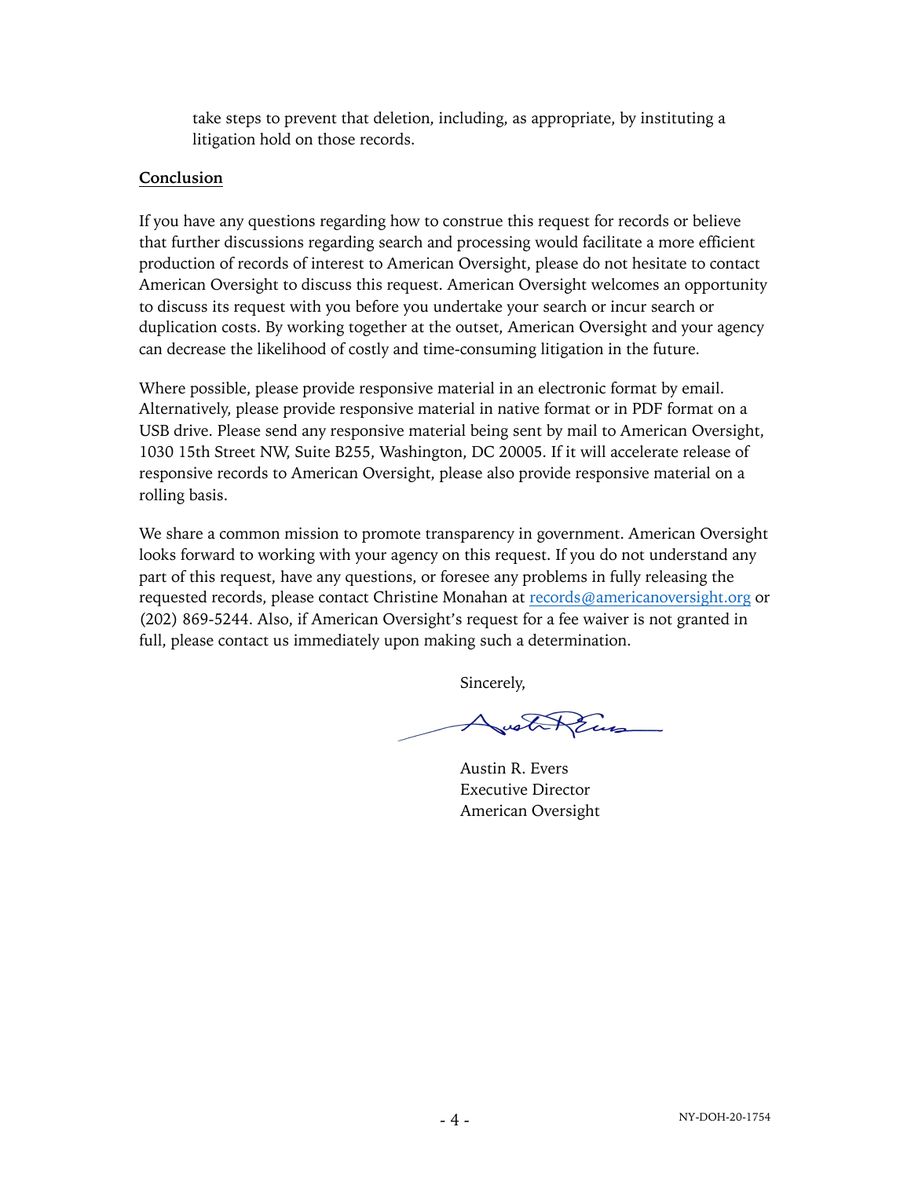take steps to prevent that deletion, including, as appropriate, by instituting a litigation hold on those records.

## Conclusion

If you have any questions regarding how to construe this request for records or believe that further discussions regarding search and processing would facilitate a more efficient production of records of interest to American Oversight, please do not hesitate to contact American Oversight to discuss this request. American Oversight welcomes an opportunity to discuss its request with you before you undertake your search or incur search or duplication costs. By working together at the outset, American Oversight and your agency can decrease the likelihood of costly and time-consuming litigation in the future.

Where possible, please provide responsive material in an electronic format by email. Alternatively, please provide responsive material in native format or in PDF format on a USB drive. Please send any responsive material being sent by mail to American Oversight, 1030 15th Street NW, Suite B255, Washington, DC 20005. If it will accelerate release of responsive records to American Oversight, please also provide responsive material on a rolling basis.

We share a common mission to promote transparency in government. American Oversight looks forward to working with your agency on this request. If you do not understand any part of this request, have any questions, or foresee any problems in fully releasing the requested records, please contact Christine Monahan at records@americanoversight.org or (202) 869-5244. Also, if American Oversight's request for a fee waiver is not granted in full, please contact us immediately upon making such a determination.

Sincerely,

Austin R. Evers
Executive Director
American Oversight

NY-DOH-20-1754